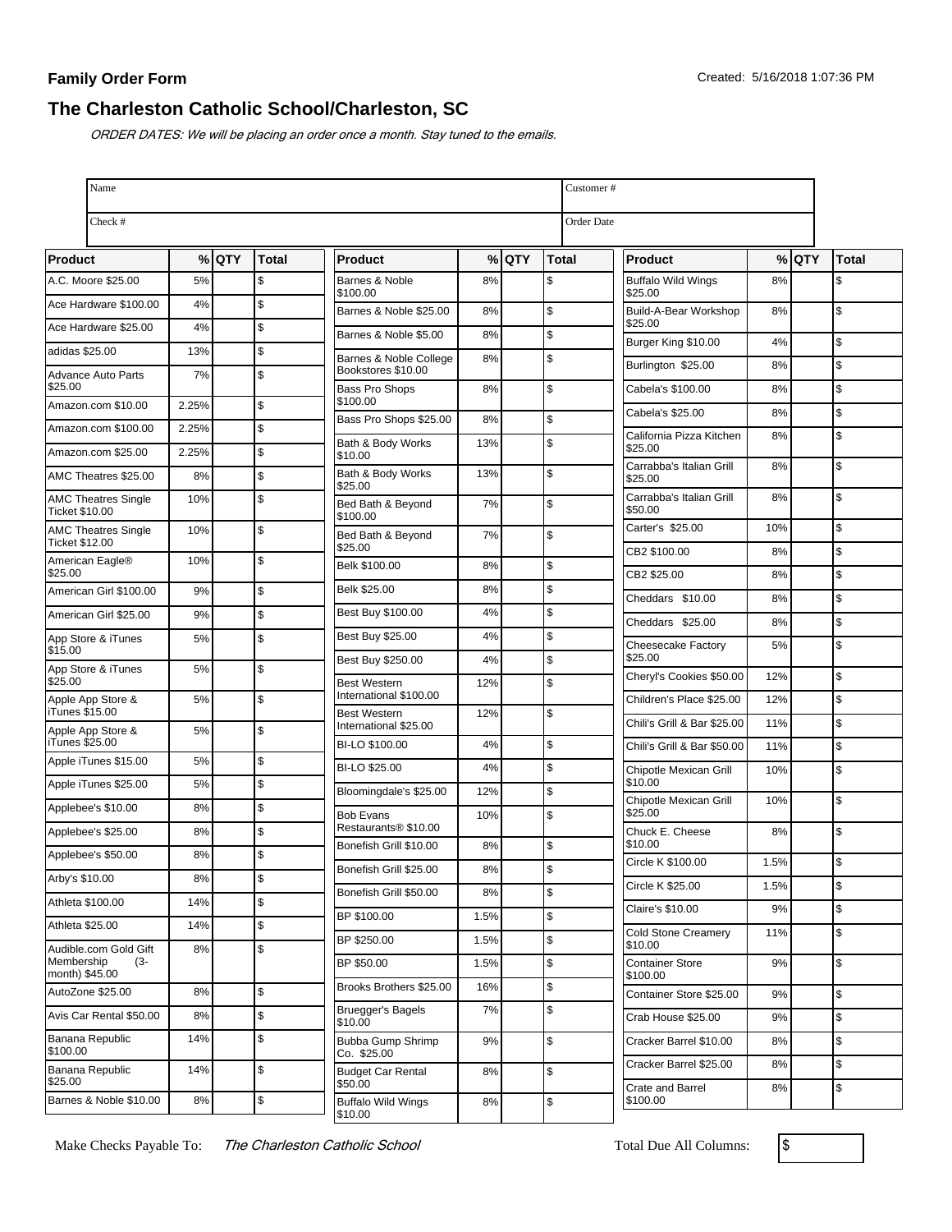**Family Order Form**

Created: 5/16/2018 1:07:36 PM

## The Charleston Catholic School/Charleston, SC

*ORDER DATES: We will be placing an order once a month. Stay tuned to the emails.*

| Name | | Customer # | |
|---|---|---|---|
| Check # | | Order Date | |

| Product | % | QTY | Total |
|---|---|---|---|
| A.C. Moore $25.00 | 5% | | $ |
| Ace Hardware $100.00 | 4% | | $ |
| Ace Hardware $25.00 | 4% | | $ |
| adidas $25.00 | 13% | | $ |
| Advance Auto Parts $25.00 | 7% | | $ |
| Amazon.com $10.00 | 2.25% | | $ |
| Amazon.com $100.00 | 2.25% | | $ |
| Amazon.com $25.00 | 2.25% | | $ |
| AMC Theatres $25.00 | 8% | | $ |
| AMC Theatres Single Ticket $10.00 | 10% | | $ |
| AMC Theatres Single Ticket $12.00 | 10% | | $ |
| American Eagle® $25.00 | 10% | | $ |
| American Girl $100.00 | 9% | | $ |
| American Girl $25.00 | 9% | | $ |
| App Store & iTunes $15.00 | 5% | | $ |
| App Store & iTunes $25.00 | 5% | | $ |
| Apple App Store & iTunes $15.00 | 5% | | $ |
| Apple App Store & iTunes $25.00 | 5% | | $ |
| Apple iTunes $15.00 | 5% | | $ |
| Apple iTunes $25.00 | 5% | | $ |
| Applebee's $10.00 | 8% | | $ |
| Applebee's $25.00 | 8% | | $ |
| Applebee's $50.00 | 8% | | $ |
| Arby's $10.00 | 8% | | $ |
| Athleta $100.00 | 14% | | $ |
| Athleta $25.00 | 14% | | $ |
| Audible.com Gold Gift Membership (3-month) $45.00 | 8% | | $ |
| AutoZone $25.00 | 8% | | $ |
| Avis Car Rental $50.00 | 8% | | $ |
| Banana Republic $100.00 | 14% | | $ |
| Banana Republic $25.00 | 14% | | $ |
| Barnes & Noble $10.00 | 8% | | $ |
| Barnes & Noble $100.00 | 8% | | $ |
| Barnes & Noble $25.00 | 8% | | $ |
| Barnes & Noble $5.00 | 8% | | $ |
| Barnes & Noble College Bookstores $10.00 | 8% | | $ |
| Bass Pro Shops $100.00 | 8% | | $ |
| Bass Pro Shops $25.00 | 8% | | $ |
| Bath & Body Works $10.00 | 13% | | $ |
| Bath & Body Works $25.00 | 13% | | $ |
| Bed Bath & Beyond $100.00 | 7% | | $ |
| Bed Bath & Beyond $25.00 | 7% | | $ |
| Belk $100.00 | 8% | | $ |
| Belk $25.00 | 8% | | $ |
| Best Buy $100.00 | 4% | | $ |
| Best Buy $25.00 | 4% | | $ |
| Best Buy $250.00 | 4% | | $ |
| Best Western International $100.00 | 12% | | $ |
| Best Western International $25.00 | 12% | | $ |
| BI-LO $100.00 | 4% | | $ |
| BI-LO $25.00 | 4% | | $ |
| Bloomingdale's $25.00 | 12% | | $ |
| Bob Evans Restaurants® $10.00 | 10% | | $ |
| Bonefish Grill $10.00 | 8% | | $ |
| Bonefish Grill $25.00 | 8% | | $ |
| Bonefish Grill $50.00 | 8% | | $ |
| BP $100.00 | 1.5% | | $ |
| BP $250.00 | 1.5% | | $ |
| BP $50.00 | 1.5% | | $ |
| Brooks Brothers $25.00 | 16% | | $ |
| Bruegger's Bagels $10.00 | 7% | | $ |
| Bubba Gump Shrimp Co. $25.00 | 9% | | $ |
| Budget Car Rental $50.00 | 8% | | $ |
| Buffalo Wild Wings $10.00 | 8% | | $ |
| Buffalo Wild Wings $25.00 | 8% | | $ |
| Build-A-Bear Workshop $25.00 | 8% | | $ |
| Burger King $10.00 | 4% | | $ |
| Burlington $25.00 | 8% | | $ |
| Cabela's $100.00 | 8% | | $ |
| Cabela's $25.00 | 8% | | $ |
| California Pizza Kitchen $25.00 | 8% | | $ |
| Carrabba's Italian Grill $25.00 | 8% | | $ |
| Carrabba's Italian Grill $50.00 | 8% | | $ |
| Carter's $25.00 | 10% | | $ |
| CB2 $100.00 | 8% | | $ |
| CB2 $25.00 | 8% | | $ |
| Cheddars $10.00 | 8% | | $ |
| Cheddars $25.00 | 8% | | $ |
| Cheesecake Factory $25.00 | 5% | | $ |
| Cheryl's Cookies $50.00 | 12% | | $ |
| Children's Place $25.00 | 12% | | $ |
| Chili's Grill & Bar $25.00 | 11% | | $ |
| Chili's Grill & Bar $50.00 | 11% | | $ |
| Chipotle Mexican Grill $10.00 | 10% | | $ |
| Chipotle Mexican Grill $25.00 | 10% | | $ |
| Chuck E. Cheese $10.00 | 8% | | $ |
| Circle K $100.00 | 1.5% | | $ |
| Circle K $25.00 | 1.5% | | $ |
| Claire's $10.00 | 9% | | $ |
| Cold Stone Creamery $10.00 | 11% | | $ |
| Container Store $100.00 | 9% | | $ |
| Container Store $25.00 | 9% | | $ |
| Crab House $25.00 | 9% | | $ |
| Cracker Barrel $10.00 | 8% | | $ |
| Cracker Barrel $25.00 | 8% | | $ |
| Crate and Barrel $100.00 | 8% | | $ |

Make Checks Payable To: *The Charleston Catholic School*

Total Due All Columns: $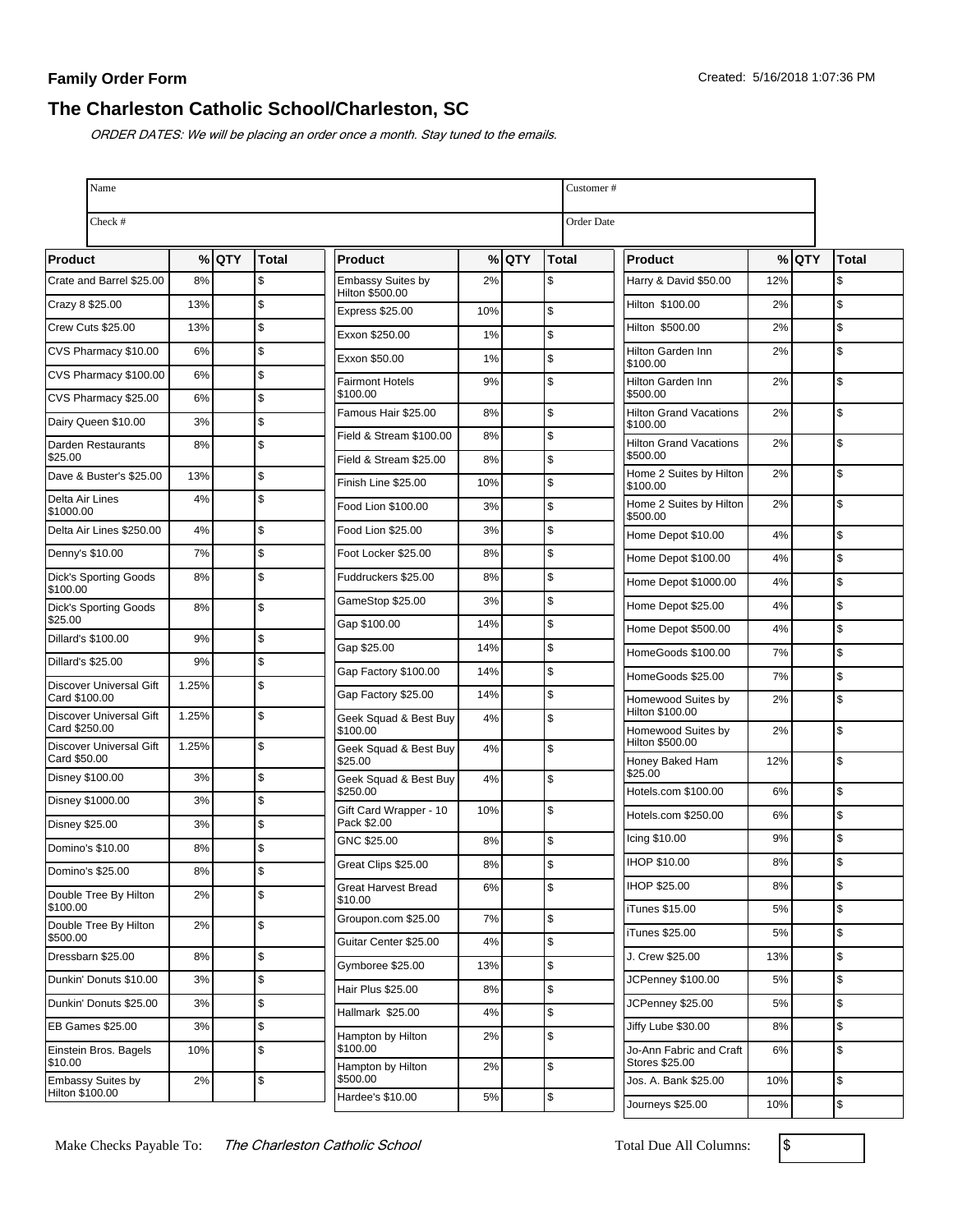**Family Order Form**

Created: 5/16/2018 1:07:36 PM

## The Charleston Catholic School/Charleston, SC

*ORDER DATES: We will be placing an order once a month. Stay tuned to the emails.*

| Name | | Customer # | |
|---|---|---|---|
| Check # | | Order Date | |

| Product | % | QTY | Total |
|---|---|---|---|
| Crate and Barrel $25.00 | 8% | | $ |
| Crazy 8 $25.00 | 13% | | $ |
| Crew Cuts $25.00 | 13% | | $ |
| CVS Pharmacy $10.00 | 6% | | $ |
| CVS Pharmacy $100.00 | 6% | | $ |
| CVS Pharmacy $25.00 | 6% | | $ |
| Dairy Queen $10.00 | 3% | | $ |
| Darden Restaurants $25.00 | 8% | | $ |
| Dave & Buster's $25.00 | 13% | | $ |
| Delta Air Lines $1000.00 | 4% | | $ |
| Delta Air Lines $250.00 | 4% | | $ |
| Denny's $10.00 | 7% | | $ |
| Dick's Sporting Goods $100.00 | 8% | | $ |
| Dick's Sporting Goods $25.00 | 8% | | $ |
| Dillard's $100.00 | 9% | | $ |
| Dillard's $25.00 | 9% | | $ |
| Discover Universal Gift Card $100.00 | 1.25% | | $ |
| Discover Universal Gift Card $250.00 | 1.25% | | $ |
| Discover Universal Gift Card $50.00 | 1.25% | | $ |
| Disney $100.00 | 3% | | $ |
| Disney $1000.00 | 3% | | $ |
| Disney $25.00 | 3% | | $ |
| Domino's $10.00 | 8% | | $ |
| Domino's $25.00 | 8% | | $ |
| Double Tree By Hilton $100.00 | 2% | | $ |
| Double Tree By Hilton $500.00 | 2% | | $ |
| Dressbarn $25.00 | 8% | | $ |
| Dunkin' Donuts $10.00 | 3% | | $ |
| Dunkin' Donuts $25.00 | 3% | | $ |
| EB Games $25.00 | 3% | | $ |
| Einstein Bros. Bagels $10.00 | 10% | | $ |
| Embassy Suites by Hilton $100.00 | 2% | | $ |
| Embassy Suites by Hilton $500.00 | 2% | | $ |
| Express $25.00 | 10% | | $ |
| Exxon $250.00 | 1% | | $ |
| Exxon $50.00 | 1% | | $ |
| Fairmont Hotels $100.00 | 9% | | $ |
| Famous Hair $25.00 | 8% | | $ |
| Field & Stream $100.00 | 8% | | $ |
| Field & Stream $25.00 | 8% | | $ |
| Finish Line $25.00 | 10% | | $ |
| Food Lion $100.00 | 3% | | $ |
| Food Lion $25.00 | 3% | | $ |
| Foot Locker $25.00 | 8% | | $ |
| Fuddruckers $25.00 | 8% | | $ |
| GameStop $25.00 | 3% | | $ |
| Gap $100.00 | 14% | | $ |
| Gap $25.00 | 14% | | $ |
| Gap Factory $100.00 | 14% | | $ |
| Gap Factory $25.00 | 14% | | $ |
| Geek Squad & Best Buy $100.00 | 4% | | $ |
| Geek Squad & Best Buy $25.00 | 4% | | $ |
| Geek Squad & Best Buy $250.00 | 4% | | $ |
| Gift Card Wrapper - 10 Pack $2.00 | 10% | | $ |
| GNC $25.00 | 8% | | $ |
| Great Clips $25.00 | 8% | | $ |
| Great Harvest Bread $10.00 | 6% | | $ |
| Groupon.com $25.00 | 7% | | $ |
| Guitar Center $25.00 | 4% | | $ |
| Gymboree $25.00 | 13% | | $ |
| Hair Plus $25.00 | 8% | | $ |
| Hallmark $25.00 | 4% | | $ |
| Hampton by Hilton $100.00 | 2% | | $ |
| Hampton by Hilton $500.00 | 2% | | $ |
| Hardee's $10.00 | 5% | | $ |
| Harry & David $50.00 | 12% | | $ |
| Hilton $100.00 | 2% | | $ |
| Hilton $500.00 | 2% | | $ |
| Hilton Garden Inn $100.00 | 2% | | $ |
| Hilton Garden Inn $500.00 | 2% | | $ |
| Hilton Grand Vacations $100.00 | 2% | | $ |
| Hilton Grand Vacations $500.00 | 2% | | $ |
| Home 2 Suites by Hilton $100.00 | 2% | | $ |
| Home 2 Suites by Hilton $500.00 | 2% | | $ |
| Home Depot $10.00 | 4% | | $ |
| Home Depot $100.00 | 4% | | $ |
| Home Depot $1000.00 | 4% | | $ |
| Home Depot $25.00 | 4% | | $ |
| Home Depot $500.00 | 4% | | $ |
| HomeGoods $100.00 | 7% | | $ |
| HomeGoods $25.00 | 7% | | $ |
| Homewood Suites by Hilton $100.00 | 2% | | $ |
| Homewood Suites by Hilton $500.00 | 2% | | $ |
| Honey Baked Ham $25.00 | 12% | | $ |
| Hotels.com $100.00 | 6% | | $ |
| Hotels.com $250.00 | 6% | | $ |
| Icing $10.00 | 9% | | $ |
| IHOP $10.00 | 8% | | $ |
| IHOP $25.00 | 8% | | $ |
| iTunes $15.00 | 5% | | $ |
| iTunes $25.00 | 5% | | $ |
| J. Crew $25.00 | 13% | | $ |
| JCPenney $100.00 | 5% | | $ |
| JCPenney $25.00 | 5% | | $ |
| Jiffy Lube $30.00 | 8% | | $ |
| Jo-Ann Fabric and Craft Stores $25.00 | 6% | | $ |
| Jos. A. Bank $25.00 | 10% | | $ |
| Journeys $25.00 | 10% | | $ |

Make Checks Payable To: *The Charleston Catholic School*

Total Due All Columns: $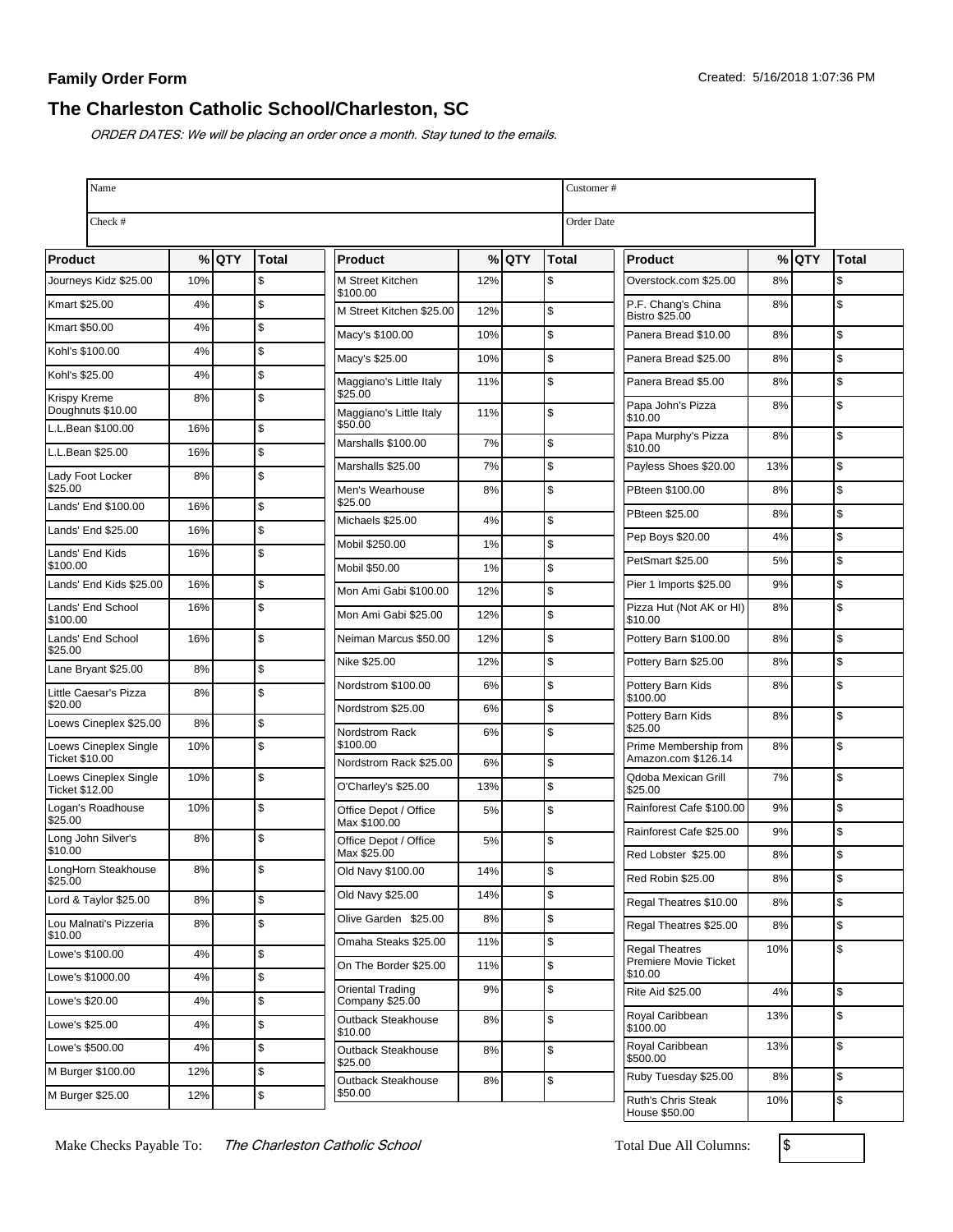**Family Order Form**

Created: 5/16/2018 1:07:36 PM

## The Charleston Catholic School/Charleston, SC

*ORDER DATES: We will be placing an order once a month. Stay tuned to the emails.*

| Name | | Customer # | |
|---|---|---|---|
| Check # | | Order Date | |

| Product | % | QTY | Total |
|---|---|---|---|
| Journeys Kidz $25.00 | 10% | | $ |
| Kmart $25.00 | 4% | | $ |
| Kmart $50.00 | 4% | | $ |
| Kohl's $100.00 | 4% | | $ |
| Kohl's $25.00 | 4% | | $ |
| Krispy Kreme Doughnuts $10.00 | 8% | | $ |
| L.L.Bean $100.00 | 16% | | $ |
| L.L.Bean $25.00 | 16% | | $ |
| Lady Foot Locker $25.00 | 8% | | $ |
| Lands' End $100.00 | 16% | | $ |
| Lands' End $25.00 | 16% | | $ |
| Lands' End Kids $100.00 | 16% | | $ |
| Lands' End Kids $25.00 | 16% | | $ |
| Lands' End School $100.00 | 16% | | $ |
| Lands' End School $25.00 | 16% | | $ |
| Lane Bryant $25.00 | 8% | | $ |
| Little Caesar's Pizza $20.00 | 8% | | $ |
| Loews Cineplex $25.00 | 8% | | $ |
| Loews Cineplex Single Ticket $10.00 | 10% | | $ |
| Loews Cineplex Single Ticket $12.00 | 10% | | $ |
| Logan's Roadhouse $25.00 | 10% | | $ |
| Long John Silver's $10.00 | 8% | | $ |
| LongHorn Steakhouse $25.00 | 8% | | $ |
| Lord & Taylor $25.00 | 8% | | $ |
| Lou Malnati's Pizzeria $10.00 | 8% | | $ |
| Lowe's $100.00 | 4% | | $ |
| Lowe's $1000.00 | 4% | | $ |
| Lowe's $20.00 | 4% | | $ |
| Lowe's $25.00 | 4% | | $ |
| Lowe's $500.00 | 4% | | $ |
| M Burger $100.00 | 12% | | $ |
| M Burger $25.00 | 12% | | $ |
| M Street Kitchen $100.00 | 12% | | $ |
| M Street Kitchen $25.00 | 12% | | $ |
| Macy's $100.00 | 10% | | $ |
| Macy's $25.00 | 10% | | $ |
| Maggiano's Little Italy $25.00 | 11% | | $ |
| Maggiano's Little Italy $50.00 | 11% | | $ |
| Marshalls $100.00 | 7% | | $ |
| Marshalls $25.00 | 7% | | $ |
| Men's Wearhouse $25.00 | 8% | | $ |
| Michaels $25.00 | 4% | | $ |
| Mobil $250.00 | 1% | | $ |
| Mobil $50.00 | 1% | | $ |
| Mon Ami Gabi $100.00 | 12% | | $ |
| Mon Ami Gabi $25.00 | 12% | | $ |
| Neiman Marcus $50.00 | 12% | | $ |
| Nike $25.00 | 12% | | $ |
| Nordstrom $100.00 | 6% | | $ |
| Nordstrom $25.00 | 6% | | $ |
| Nordstrom Rack $100.00 | 6% | | $ |
| Nordstrom Rack $25.00 | 6% | | $ |
| O'Charley's $25.00 | 13% | | $ |
| Office Depot / Office Max $100.00 | 5% | | $ |
| Office Depot / Office Max $25.00 | 5% | | $ |
| Old Navy $100.00 | 14% | | $ |
| Old Navy $25.00 | 14% | | $ |
| Olive Garden $25.00 | 8% | | $ |
| Omaha Steaks $25.00 | 11% | | $ |
| On The Border $25.00 | 11% | | $ |
| Oriental Trading Company $25.00 | 9% | | $ |
| Outback Steakhouse $10.00 | 8% | | $ |
| Outback Steakhouse $25.00 | 8% | | $ |
| Outback Steakhouse $50.00 | 8% | | $ |
| Overstock.com $25.00 | 8% | | $ |
| P.F. Chang's China Bistro $25.00 | 8% | | $ |
| Panera Bread $10.00 | 8% | | $ |
| Panera Bread $25.00 | 8% | | $ |
| Panera Bread $5.00 | 8% | | $ |
| Papa John's Pizza $10.00 | 8% | | $ |
| Papa Murphy's Pizza $10.00 | 8% | | $ |
| Payless Shoes $20.00 | 13% | | $ |
| PBteen $100.00 | 8% | | $ |
| PBteen $25.00 | 8% | | $ |
| Pep Boys $20.00 | 4% | | $ |
| PetSmart $25.00 | 5% | | $ |
| Pier 1 Imports $25.00 | 9% | | $ |
| Pizza Hut (Not AK or HI) $10.00 | 8% | | $ |
| Pottery Barn $100.00 | 8% | | $ |
| Pottery Barn $25.00 | 8% | | $ |
| Pottery Barn Kids $100.00 | 8% | | $ |
| Pottery Barn Kids $25.00 | 8% | | $ |
| Prime Membership from Amazon.com $126.14 | 8% | | $ |
| Qdoba Mexican Grill $25.00 | 7% | | $ |
| Rainforest Cafe $100.00 | 9% | | $ |
| Rainforest Cafe $25.00 | 9% | | $ |
| Red Lobster $25.00 | 8% | | $ |
| Red Robin $25.00 | 8% | | $ |
| Regal Theatres $10.00 | 8% | | $ |
| Regal Theatres $25.00 | 8% | | $ |
| Regal Theatres Premiere Movie Ticket $10.00 | 10% | | $ |
| Rite Aid $25.00 | 4% | | $ |
| Royal Caribbean $100.00 | 13% | | $ |
| Royal Caribbean $500.00 | 13% | | $ |
| Ruby Tuesday $25.00 | 8% | | $ |
| Ruth's Chris Steak House $50.00 | 10% | | $ |

Make Checks Payable To: *The Charleston Catholic School*

Total Due All Columns: $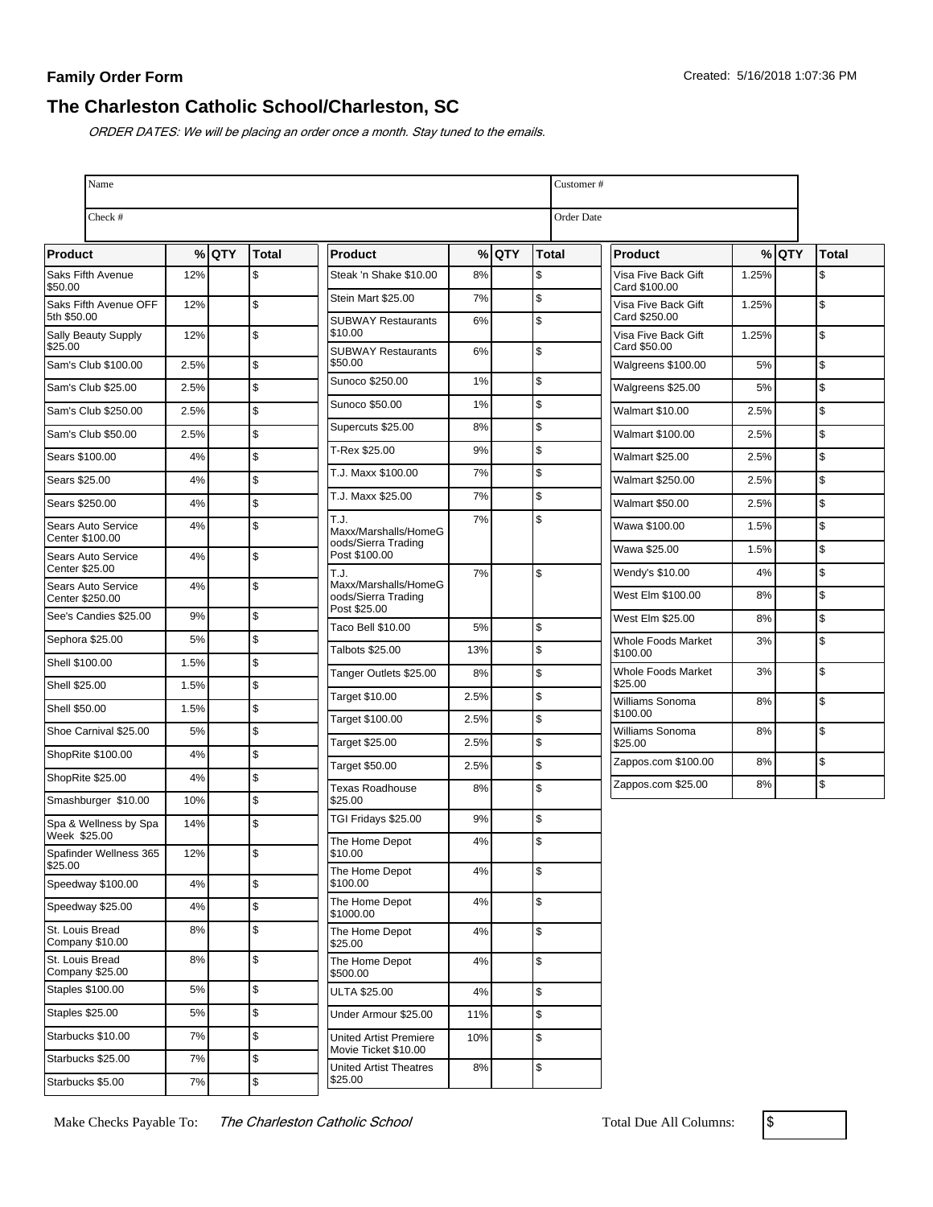**Family Order Form**

Created: 5/16/2018 1:07:36 PM

## The Charleston Catholic School/Charleston, SC

*ORDER DATES: We will be placing an order once a month. Stay tuned to the emails.*

| Name | Customer # |
|---|---|
| Check # | Order Date |

| Product | % | QTY | Total |
|---|---|---|---|
| Saks Fifth Avenue $50.00 | 12% | | $ |
| Saks Fifth Avenue OFF 5th $50.00 | 12% | | $ |
| Sally Beauty Supply $25.00 | 12% | | $ |
| Sam's Club $100.00 | 2.5% | | $ |
| Sam's Club $25.00 | 2.5% | | $ |
| Sam's Club $250.00 | 2.5% | | $ |
| Sam's Club $50.00 | 2.5% | | $ |
| Sears $100.00 | 4% | | $ |
| Sears $25.00 | 4% | | $ |
| Sears $250.00 | 4% | | $ |
| Sears Auto Service Center $100.00 | 4% | | $ |
| Sears Auto Service Center $25.00 | 4% | | $ |
| Sears Auto Service Center $250.00 | 4% | | $ |
| See's Candies $25.00 | 9% | | $ |
| Sephora $25.00 | 5% | | $ |
| Shell $100.00 | 1.5% | | $ |
| Shell $25.00 | 1.5% | | $ |
| Shell $50.00 | 1.5% | | $ |
| Shoe Carnival $25.00 | 5% | | $ |
| ShopRite $100.00 | 4% | | $ |
| ShopRite $25.00 | 4% | | $ |
| Smashburger $10.00 | 10% | | $ |
| Spa & Wellness by Spa Week $25.00 | 14% | | $ |
| Spafinder Wellness 365 $25.00 | 12% | | $ |
| Speedway $100.00 | 4% | | $ |
| Speedway $25.00 | 4% | | $ |
| St. Louis Bread Company $10.00 | 8% | | $ |
| St. Louis Bread Company $25.00 | 8% | | $ |
| Staples $100.00 | 5% | | $ |
| Staples $25.00 | 5% | | $ |
| Starbucks $10.00 | 7% | | $ |
| Starbucks $25.00 | 7% | | $ |
| Starbucks $5.00 | 7% | | $ |

| Product | % | QTY | Total |
|---|---|---|---|
| Steak 'n Shake $10.00 | 8% | | $ |
| Stein Mart $25.00 | 7% | | $ |
| SUBWAY Restaurants $10.00 | 6% | | $ |
| SUBWAY Restaurants $50.00 | 6% | | $ |
| Sunoco $250.00 | 1% | | $ |
| Sunoco $50.00 | 1% | | $ |
| Supercuts $25.00 | 8% | | $ |
| T-Rex $25.00 | 9% | | $ |
| T.J. Maxx $100.00 | 7% | | $ |
| T.J. Maxx $25.00 | 7% | | $ |
| T.J. Maxx/Marshalls/HomeGoods/Sierra Trading Post $100.00 | 7% | | $ |
| T.J. Maxx/Marshalls/HomeGoods/Sierra Trading Post $25.00 | 7% | | $ |
| Taco Bell $10.00 | 5% | | $ |
| Talbots $25.00 | 13% | | $ |
| Tanger Outlets $25.00 | 8% | | $ |
| Target $10.00 | 2.5% | | $ |
| Target $100.00 | 2.5% | | $ |
| Target $25.00 | 2.5% | | $ |
| Target $50.00 | 2.5% | | $ |
| Texas Roadhouse $25.00 | 8% | | $ |
| TGI Fridays $25.00 | 9% | | $ |
| The Home Depot $10.00 | 4% | | $ |
| The Home Depot $100.00 | 4% | | $ |
| The Home Depot $1000.00 | 4% | | $ |
| The Home Depot $25.00 | 4% | | $ |
| The Home Depot $500.00 | 4% | | $ |
| ULTA $25.00 | 4% | | $ |
| Under Armour $25.00 | 11% | | $ |
| United Artist Premiere Movie Ticket $10.00 | 10% | | $ |
| United Artist Theatres $25.00 | 8% | | $ |

| Product | % | QTY | Total |
|---|---|---|---|
| Visa Five Back Gift Card $100.00 | 1.25% | | $ |
| Visa Five Back Gift Card $250.00 | 1.25% | | $ |
| Visa Five Back Gift Card $50.00 | 1.25% | | $ |
| Walgreens $100.00 | 5% | | $ |
| Walgreens $25.00 | 5% | | $ |
| Walmart $10.00 | 2.5% | | $ |
| Walmart $100.00 | 2.5% | | $ |
| Walmart $25.00 | 2.5% | | $ |
| Walmart $250.00 | 2.5% | | $ |
| Walmart $50.00 | 2.5% | | $ |
| Wawa $100.00 | 1.5% | | $ |
| Wawa $25.00 | 1.5% | | $ |
| Wendy's $10.00 | 4% | | $ |
| West Elm $100.00 | 8% | | $ |
| West Elm $25.00 | 8% | | $ |
| Whole Foods Market $100.00 | 3% | | $ |
| Whole Foods Market $25.00 | 3% | | $ |
| Williams Sonoma $100.00 | 8% | | $ |
| Williams Sonoma $25.00 | 8% | | $ |
| Zappos.com $100.00 | 8% | | $ |
| Zappos.com $25.00 | 8% | | $ |

Make Checks Payable To: *The Charleston Catholic School*

Total Due All Columns: $